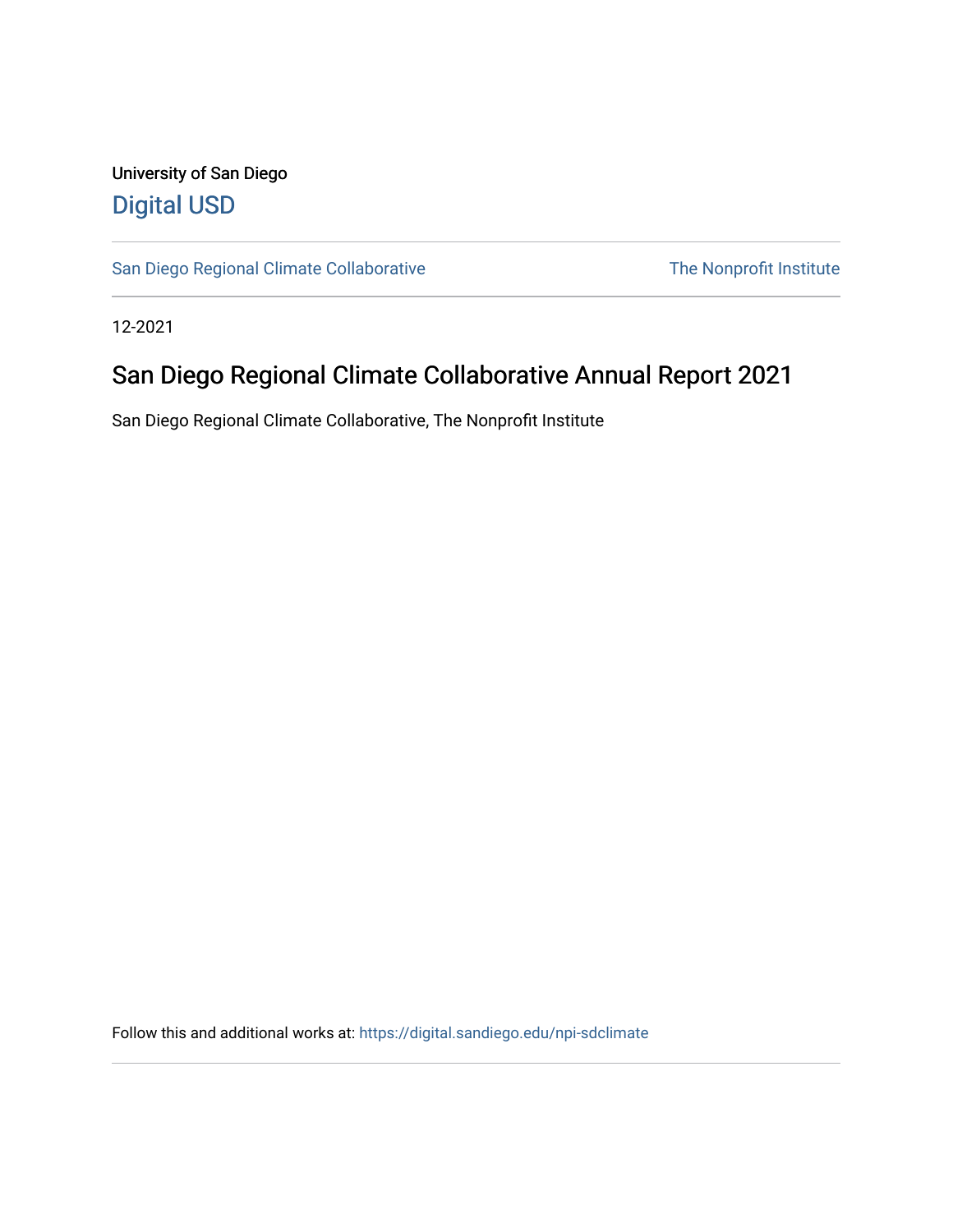University of San Diego

Digital USD

San Diego Regional Climate Collaborative | The Nonprofit Institute

12-2021

# San Diego Regional Climate Collaborative Annual Report 2021

San Diego Regional Climate Collaborative, The Nonprofit Institute

Follow this and additional works at: https://digital.sandiego.edu/npi-sdclimate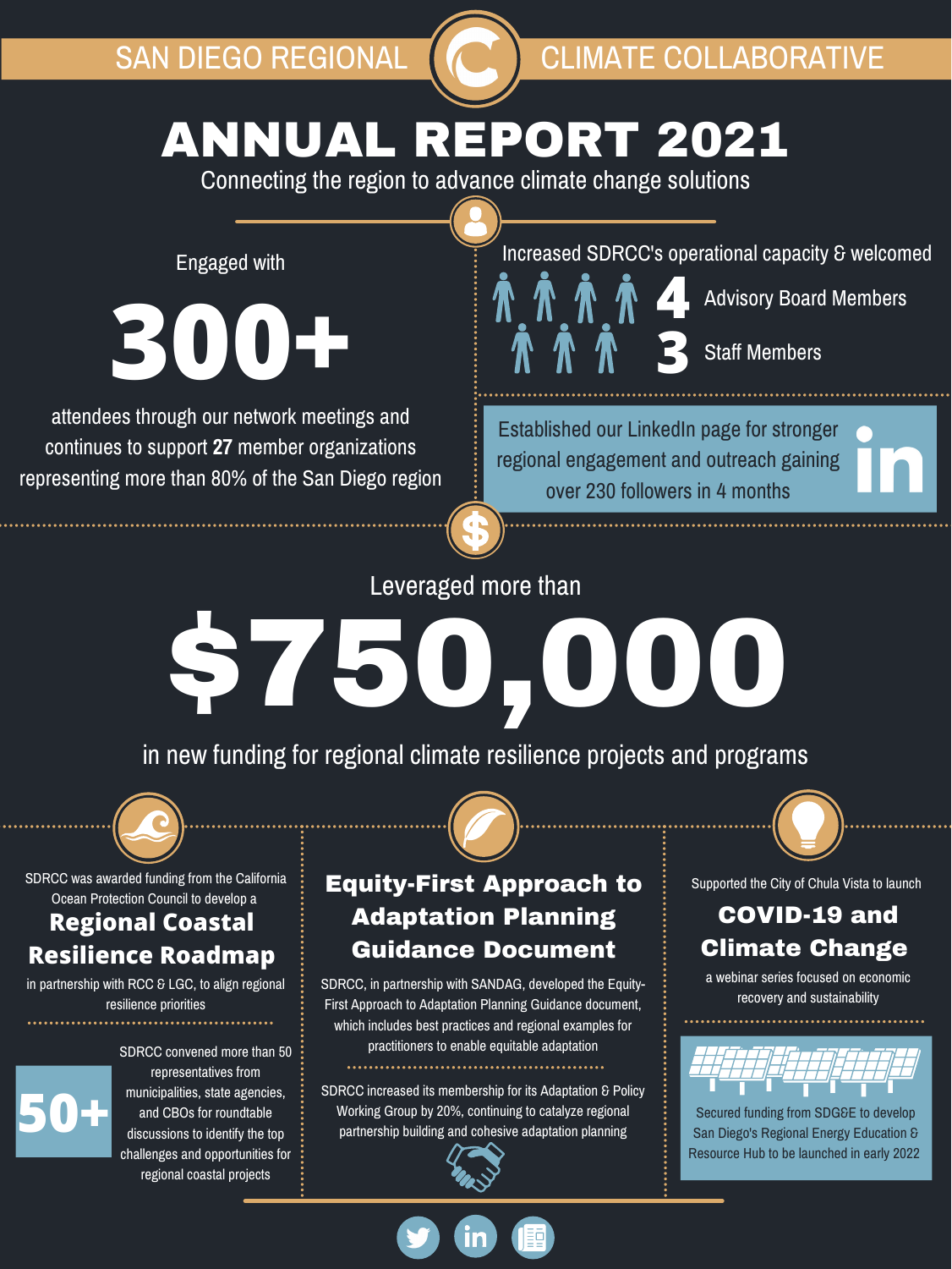SAN DIEGO REGIONAL CLIMATE COLLABORATIVE

# ANNUAL REPORT 2021

Connecting the region to advance climate change solutions

Engaged with

**300+**

attendees through our network meetings and continues to support **27** member organizations representing more than 80% of the San Diego region

Increased SDRCC's operational capacity & welcomed

**4** Advisory Board Members

**3** Staff Members

Established our LinkedIn page for stronger regional engagement and outreach gaining over 230 followers in 4 months

Leveraged more than

**$750,000**

in new funding for regional climate resilience projects and programs

SDRCC was awarded funding from the California Ocean Protection Council to develop a

## Regional Coastal Resilience Roadmap

in partnership with RCC & LGC, to align regional resilience priorities

**50+**

SDRCC convened more than 50 representatives from municipalities, state agencies, and CBOs for roundtable discussions to identify the top challenges and opportunities for regional coastal projects

## Equity-First Approach to Adaptation Planning Guidance Document

SDRCC, in partnership with SANDAG, developed the Equity-First Approach to Adaptation Planning Guidance document, which includes best practices and regional examples for practitioners to enable equitable adaptation

SDRCC increased its membership for its Adaptation & Policy Working Group by 20%, continuing to catalyze regional partnership building and cohesive adaptation planning

Supported the City of Chula Vista to launch

## COVID-19 and Climate Change

a webinar series focused on economic recovery and sustainability

Secured funding from SDG&E to develop San Diego's Regional Energy Education & Resource Hub to be launched in early 2022